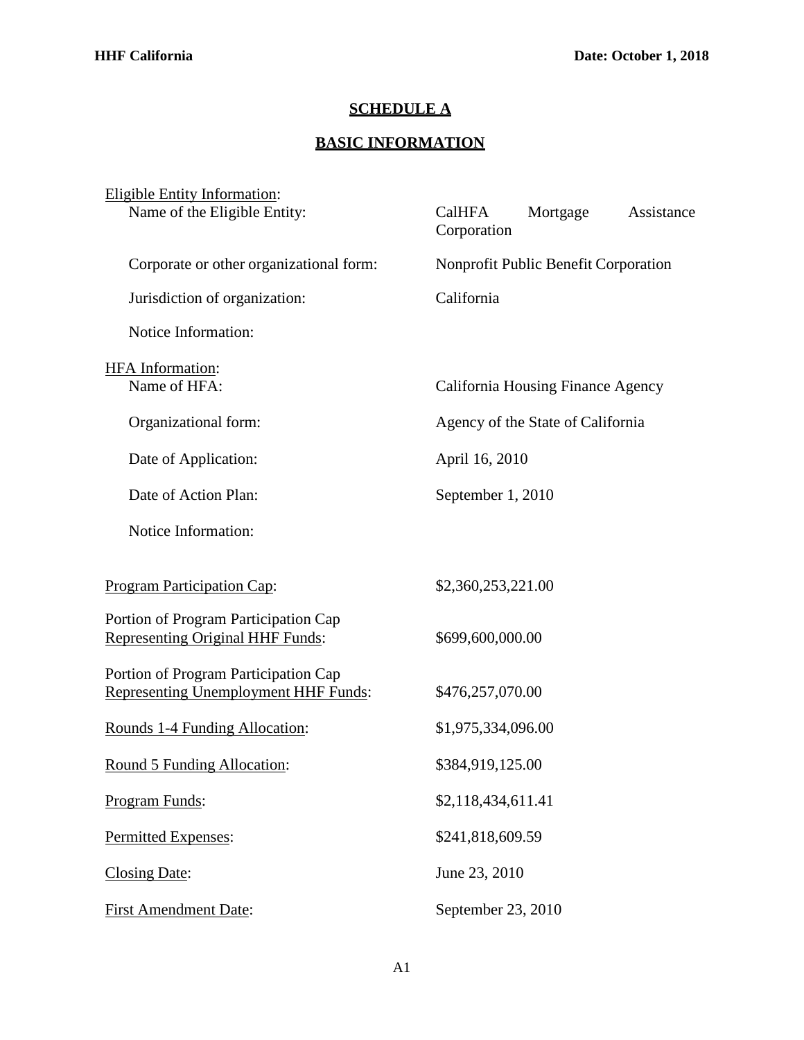## SCHEDULE A

## BASIC INFORMATION

| | |
|---|---|
| Eligible Entity Information: | |
| Name of the Eligible Entity: | CalHFA Mortgage Assistance Corporation |
| Corporate or other organizational form: | Nonprofit Public Benefit Corporation |
| Jurisdiction of organization: | California |
| Notice Information: | |
| HFA Information: | |
| Name of HFA: | California Housing Finance Agency |
| Organizational form: | Agency of the State of California |
| Date of Application: | April 16, 2010 |
| Date of Action Plan: | September 1, 2010 |
| Notice Information: | |
| Program Participation Cap: | \$2,360,253,221.00 |
| Portion of Program Participation Cap Representing Original HHF Funds: | \$699,600,000.00 |
| Portion of Program Participation Cap Representing Unemployment HHF Funds: | \$476,257,070.00 |
| Rounds 1-4 Funding Allocation: | \$1,975,334,096.00 |
| Round 5 Funding Allocation: | \$384,919,125.00 |
| Program Funds: | \$2,118,434,611.41 |
| Permitted Expenses: | \$241,818,609.59 |
| Closing Date: | June 23, 2010 |
| First Amendment Date: | September 23, 2010 |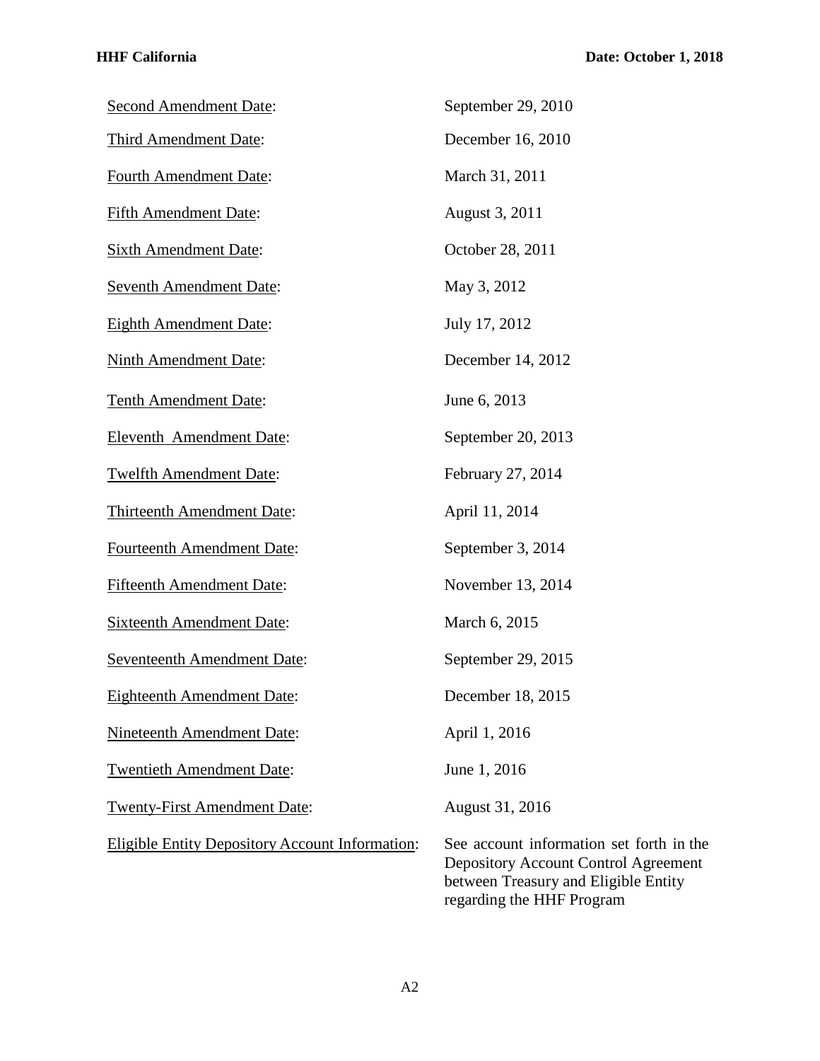| | |
|---|---|
| Second Amendment Date: | September 29, 2010 |
| Third Amendment Date: | December 16, 2010 |
| Fourth Amendment Date: | March 31, 2011 |
| Fifth Amendment Date: | August 3, 2011 |
| Sixth Amendment Date: | October 28, 2011 |
| Seventh Amendment Date: | May 3, 2012 |
| Eighth Amendment Date: | July 17, 2012 |
| Ninth Amendment Date: | December 14, 2012 |
| Tenth Amendment Date: | June 6, 2013 |
| Eleventh Amendment Date: | September 20, 2013 |
| Twelfth Amendment Date: | February 27, 2014 |
| Thirteenth Amendment Date: | April 11, 2014 |
| Fourteenth Amendment Date: | September 3, 2014 |
| Fifteenth Amendment Date: | November 13, 2014 |
| Sixteenth Amendment Date: | March 6, 2015 |
| Seventeenth Amendment Date: | September 29, 2015 |
| Eighteenth Amendment Date: | December 18, 2015 |
| Nineteenth Amendment Date: | April 1, 2016 |
| Twentieth Amendment Date: | June 1, 2016 |
| Twenty-First Amendment Date: | August 31, 2016 |
| Eligible Entity Depository Account Information: | See account information set forth in the Depository Account Control Agreement between Treasury and Eligible Entity regarding the HHF Program |